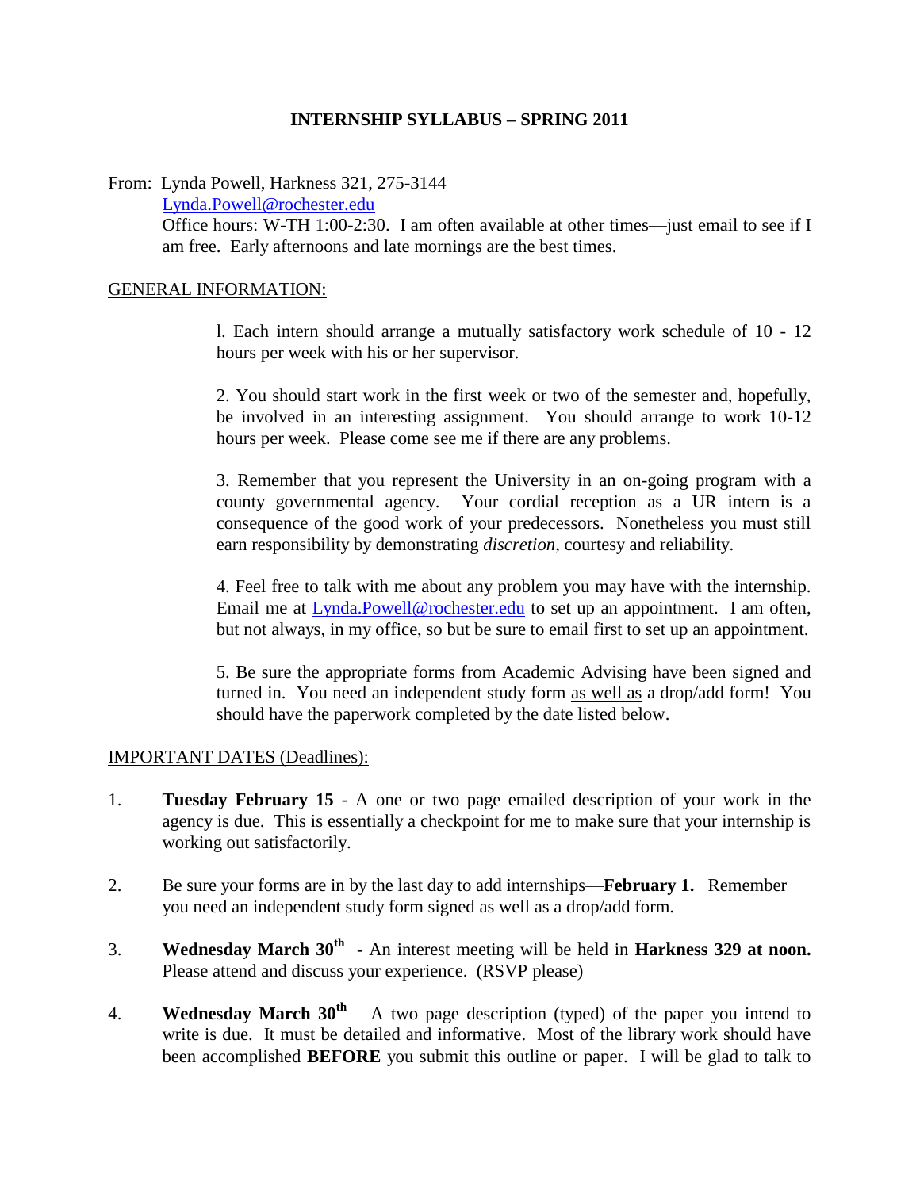# INTERNSHIP SYLLABUS – SPRING 2011

From: Lynda Powell, Harkness 321, 275-3144
Lynda.Powell@rochester.edu
Office hours: W-TH 1:00-2:30. I am often available at other times—just email to see if I am free. Early afternoons and late mornings are the best times.

## GENERAL INFORMATION:

l. Each intern should arrange a mutually satisfactory work schedule of 10 - 12 hours per week with his or her supervisor.

2. You should start work in the first week or two of the semester and, hopefully, be involved in an interesting assignment. You should arrange to work 10-12 hours per week. Please come see me if there are any problems.

3. Remember that you represent the University in an on-going program with a county governmental agency. Your cordial reception as a UR intern is a consequence of the good work of your predecessors. Nonetheless you must still earn responsibility by demonstrating *discretion*, courtesy and reliability.

4. Feel free to talk with me about any problem you may have with the internship. Email me at Lynda.Powell@rochester.edu to set up an appointment. I am often, but not always, in my office, so but be sure to email first to set up an appointment.

5. Be sure the appropriate forms from Academic Advising have been signed and turned in. You need an independent study form as well as a drop/add form! You should have the paperwork completed by the date listed below.

## IMPORTANT DATES (Deadlines):

1. **Tuesday February 15** - A one or two page emailed description of your work in the agency is due. This is essentially a checkpoint for me to make sure that your internship is working out satisfactorily.

2. Be sure your forms are in by the last day to add internships—**February 1.** Remember you need an independent study form signed as well as a drop/add form.

3. **Wednesday March 30th -** An interest meeting will be held in **Harkness 329 at noon.** Please attend and discuss your experience. (RSVP please)

4. **Wednesday March 30th** – A two page description (typed) of the paper you intend to write is due. It must be detailed and informative. Most of the library work should have been accomplished **BEFORE** you submit this outline or paper. I will be glad to talk to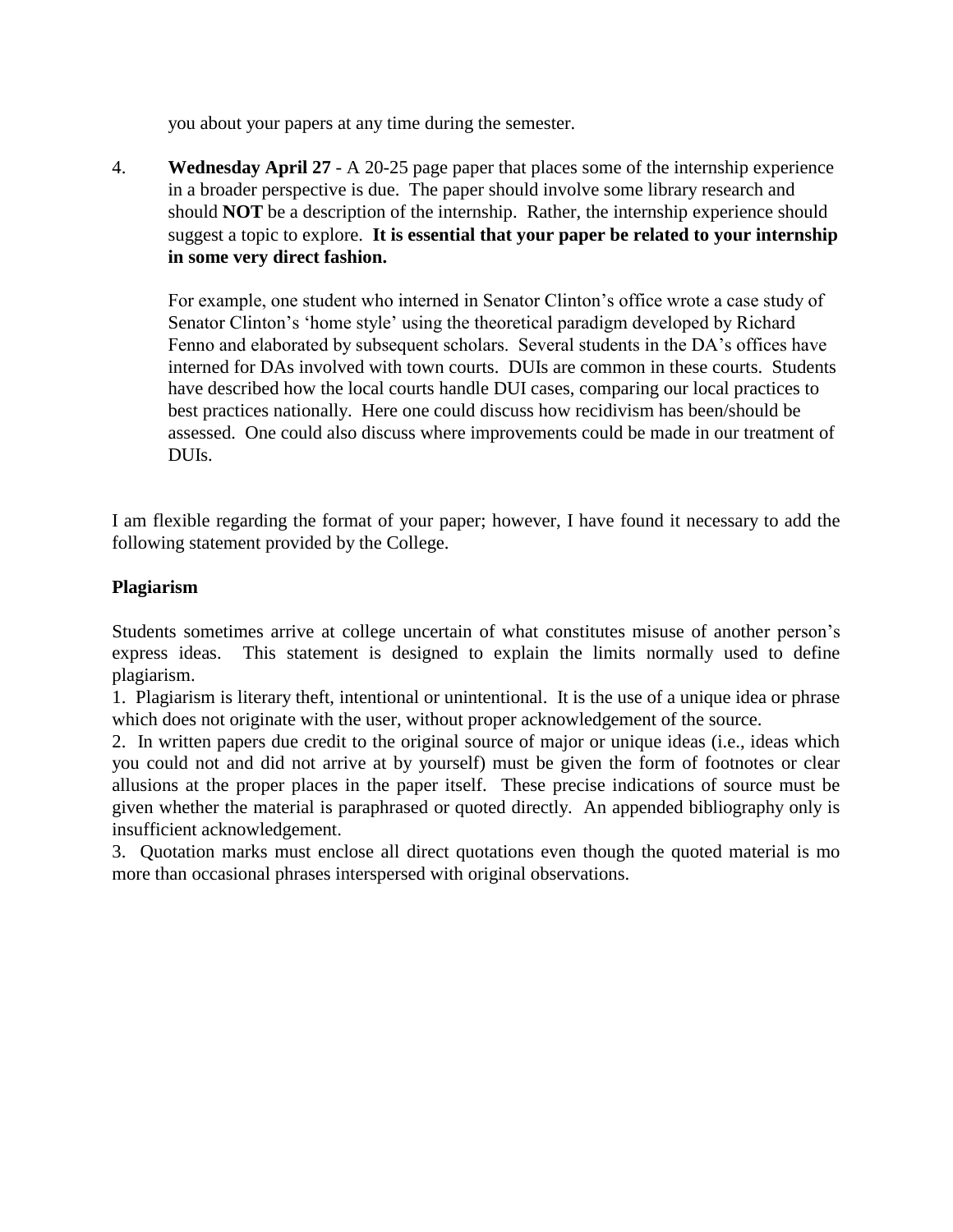you about your papers at any time during the semester.

4. **Wednesday April 27** - A 20-25 page paper that places some of the internship experience in a broader perspective is due. The paper should involve some library research and should **NOT** be a description of the internship. Rather, the internship experience should suggest a topic to explore. **It is essential that your paper be related to your internship in some very direct fashion.**

   For example, one student who interned in Senator Clinton's office wrote a case study of Senator Clinton's 'home style' using the theoretical paradigm developed by Richard Fenno and elaborated by subsequent scholars. Several students in the DA's offices have interned for DAs involved with town courts. DUIs are common in these courts. Students have described how the local courts handle DUI cases, comparing our local practices to best practices nationally. Here one could discuss how recidivism has been/should be assessed. One could also discuss where improvements could be made in our treatment of DUIs.

I am flexible regarding the format of your paper; however, I have found it necessary to add the following statement provided by the College.

**Plagiarism**

Students sometimes arrive at college uncertain of what constitutes misuse of another person's express ideas. This statement is designed to explain the limits normally used to define plagiarism.

1. Plagiarism is literary theft, intentional or unintentional. It is the use of a unique idea or phrase which does not originate with the user, without proper acknowledgement of the source.
2. In written papers due credit to the original source of major or unique ideas (i.e., ideas which you could not and did not arrive at by yourself) must be given the form of footnotes or clear allusions at the proper places in the paper itself. These precise indications of source must be given whether the material is paraphrased or quoted directly. An appended bibliography only is insufficient acknowledgement.
3. Quotation marks must enclose all direct quotations even though the quoted material is mo more than occasional phrases interspersed with original observations.